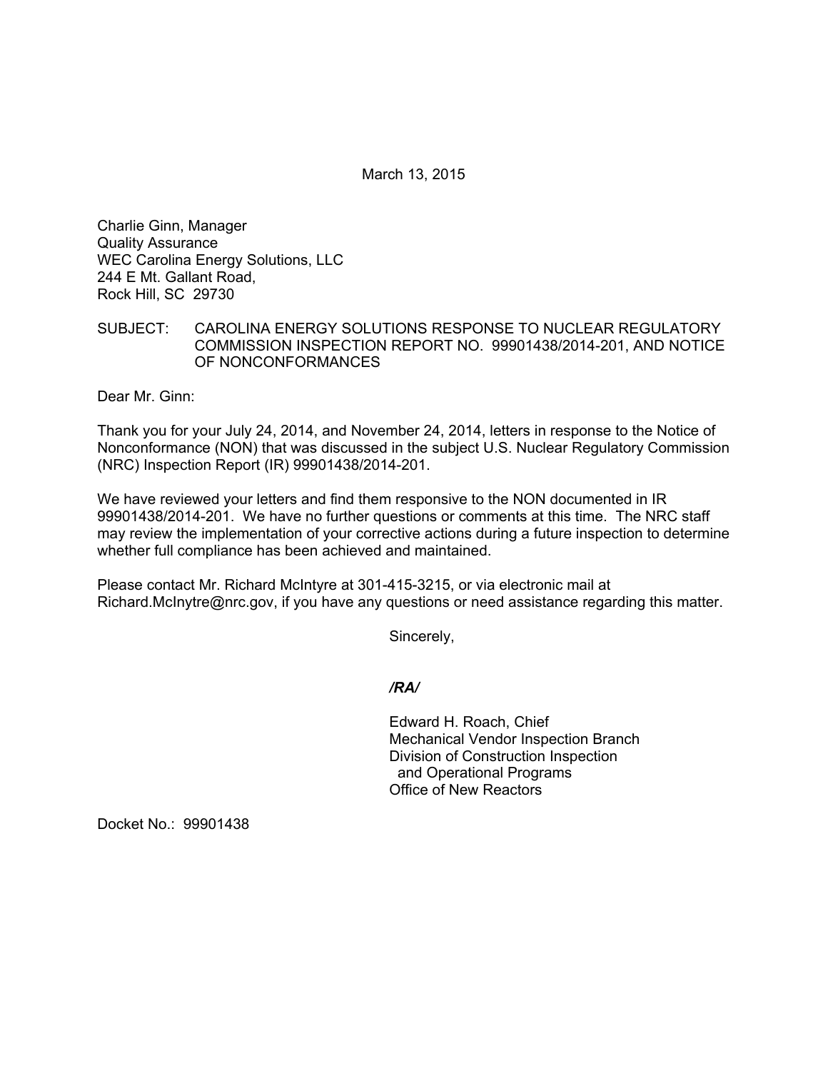March 13, 2015

Charlie Ginn, Manager
Quality Assurance
WEC Carolina Energy Solutions, LLC
244 E Mt. Gallant Road,
Rock Hill, SC 29730

SUBJECT: CAROLINA ENERGY SOLUTIONS RESPONSE TO NUCLEAR REGULATORY COMMISSION INSPECTION REPORT NO. 99901438/2014-201, AND NOTICE OF NONCONFORMANCES

Dear Mr. Ginn:

Thank you for your July 24, 2014, and November 24, 2014, letters in response to the Notice of Nonconformance (NON) that was discussed in the subject U.S. Nuclear Regulatory Commission (NRC) Inspection Report (IR) 99901438/2014-201.

We have reviewed your letters and find them responsive to the NON documented in IR 99901438/2014-201. We have no further questions or comments at this time. The NRC staff may review the implementation of your corrective actions during a future inspection to determine whether full compliance has been achieved and maintained.

Please contact Mr. Richard McIntyre at 301-415-3215, or via electronic mail at Richard.McInytre@nrc.gov, if you have any questions or need assistance regarding this matter.

Sincerely,

*/RA/*

Edward H. Roach, Chief
Mechanical Vendor Inspection Branch
Division of Construction Inspection
and Operational Programs
Office of New Reactors

Docket No.: 99901438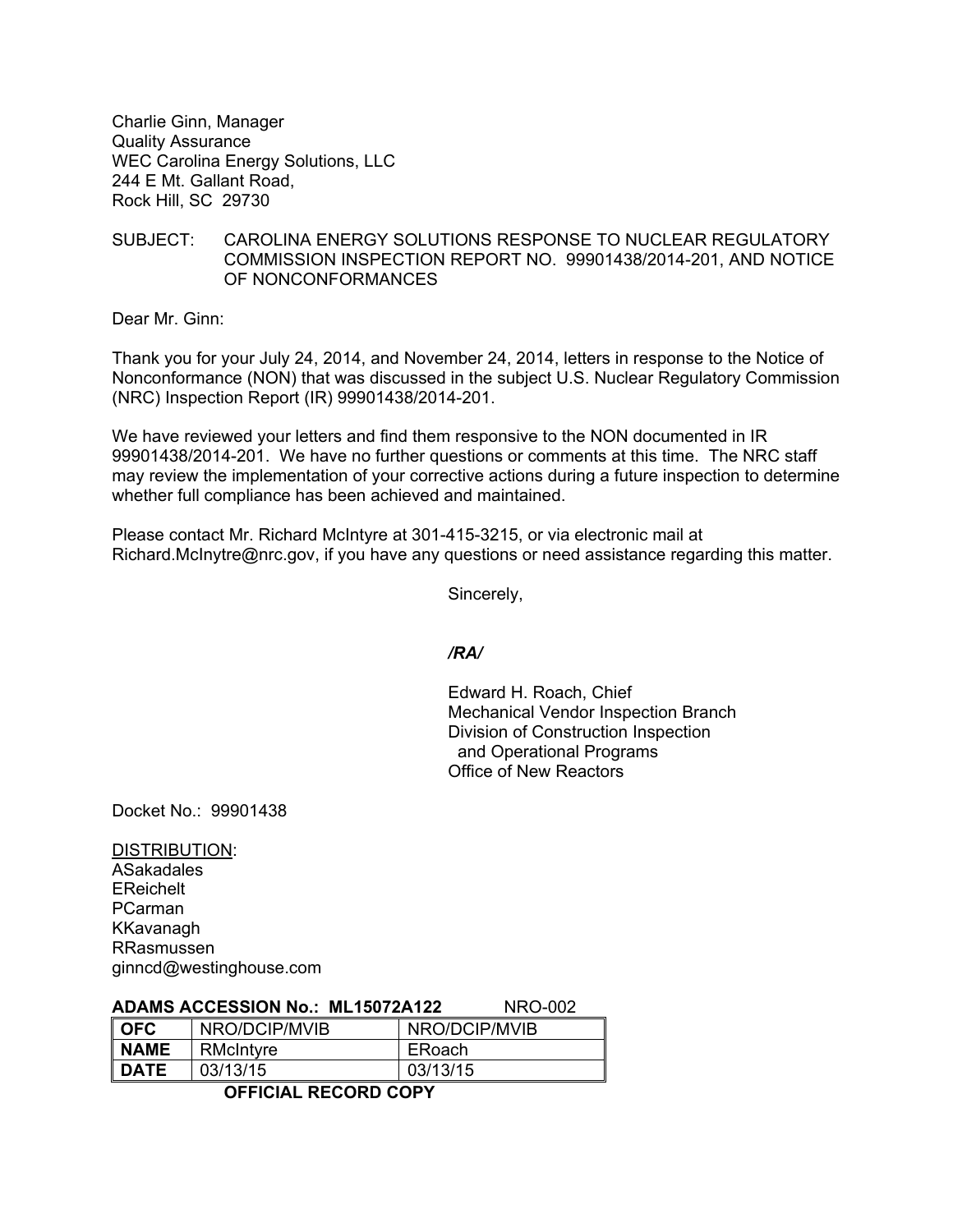Charlie Ginn, Manager
Quality Assurance
WEC Carolina Energy Solutions, LLC
244 E Mt. Gallant Road,
Rock Hill, SC 29730

SUBJECT: CAROLINA ENERGY SOLUTIONS RESPONSE TO NUCLEAR REGULATORY COMMISSION INSPECTION REPORT NO. 99901438/2014-201, AND NOTICE OF NONCONFORMANCES

Dear Mr. Ginn:

Thank you for your July 24, 2014, and November 24, 2014, letters in response to the Notice of Nonconformance (NON) that was discussed in the subject U.S. Nuclear Regulatory Commission (NRC) Inspection Report (IR) 99901438/2014-201.

We have reviewed your letters and find them responsive to the NON documented in IR 99901438/2014-201. We have no further questions or comments at this time. The NRC staff may review the implementation of your corrective actions during a future inspection to determine whether full compliance has been achieved and maintained.

Please contact Mr. Richard McIntyre at 301-415-3215, or via electronic mail at Richard.McInytre@nrc.gov, if you have any questions or need assistance regarding this matter.

Sincerely,

*/RA/*

Edward H. Roach, Chief
Mechanical Vendor Inspection Branch
Division of Construction Inspection
and Operational Programs
Office of New Reactors

Docket No.: 99901438

DISTRIBUTION:
ASakadales
EReichelt
PCarman
KKavanagh
RRasmussen
ginncd@westinghouse.com

**ADAMS ACCESSION No.: ML15072A122** NRO-002

| | | |
|---|---|---|
| **OFC** | NRO/DCIP/MVIB | NRO/DCIP/MVIB |
| **NAME** | RMcIntyre | ERoach |
| **DATE** | 03/13/15 | 03/13/15 |

**OFFICIAL RECORD COPY**